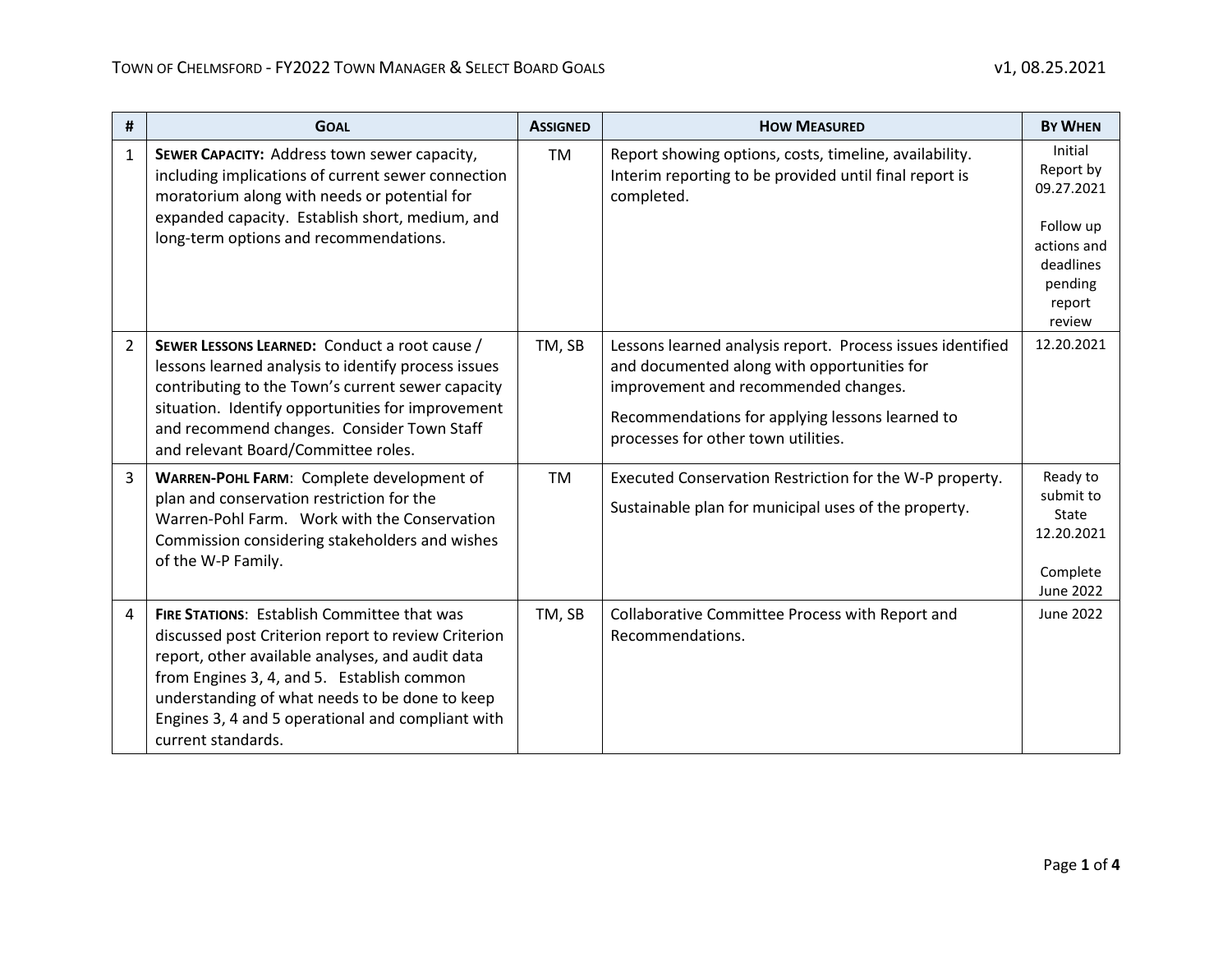# Town of Chelmsford - FY2022 Town Manager & Select Board Goals

v1, 08.25.2021

| # | Goal | Assigned | How Measured | By When |
|---|---|---|---|---|
| 1 | **Sewer Capacity:** Address town sewer capacity, including implications of current sewer connection moratorium along with needs or potential for expanded capacity. Establish short, medium, and long-term options and recommendations. | TM | Report showing options, costs, timeline, availability. Interim reporting to be provided until final report is completed. | Initial Report by 09.27.2021<br><br>Follow up actions and deadlines pending report review |
| 2 | **Sewer Lessons Learned:** Conduct a root cause / lessons learned analysis to identify process issues contributing to the Town's current sewer capacity situation. Identify opportunities for improvement and recommend changes. Consider Town Staff and relevant Board/Committee roles. | TM, SB | Lessons learned analysis report. Process issues identified and documented along with opportunities for improvement and recommended changes.<br><br>Recommendations for applying lessons learned to processes for other town utilities. | 12.20.2021 |
| 3 | **Warren-Pohl Farm**: Complete development of plan and conservation restriction for the Warren-Pohl Farm. Work with the Conservation Commission considering stakeholders and wishes of the W-P Family. | TM | Executed Conservation Restriction for the W-P property.<br><br>Sustainable plan for municipal uses of the property. | Ready to submit to State 12.20.2021<br><br>Complete June 2022 |
| 4 | **Fire Stations**: Establish Committee that was discussed post Criterion report to review Criterion report, other available analyses, and audit data from Engines 3, 4, and 5. Establish common understanding of what needs to be done to keep Engines 3, 4 and 5 operational and compliant with current standards. | TM, SB | Collaborative Committee Process with Report and Recommendations. | June 2022 |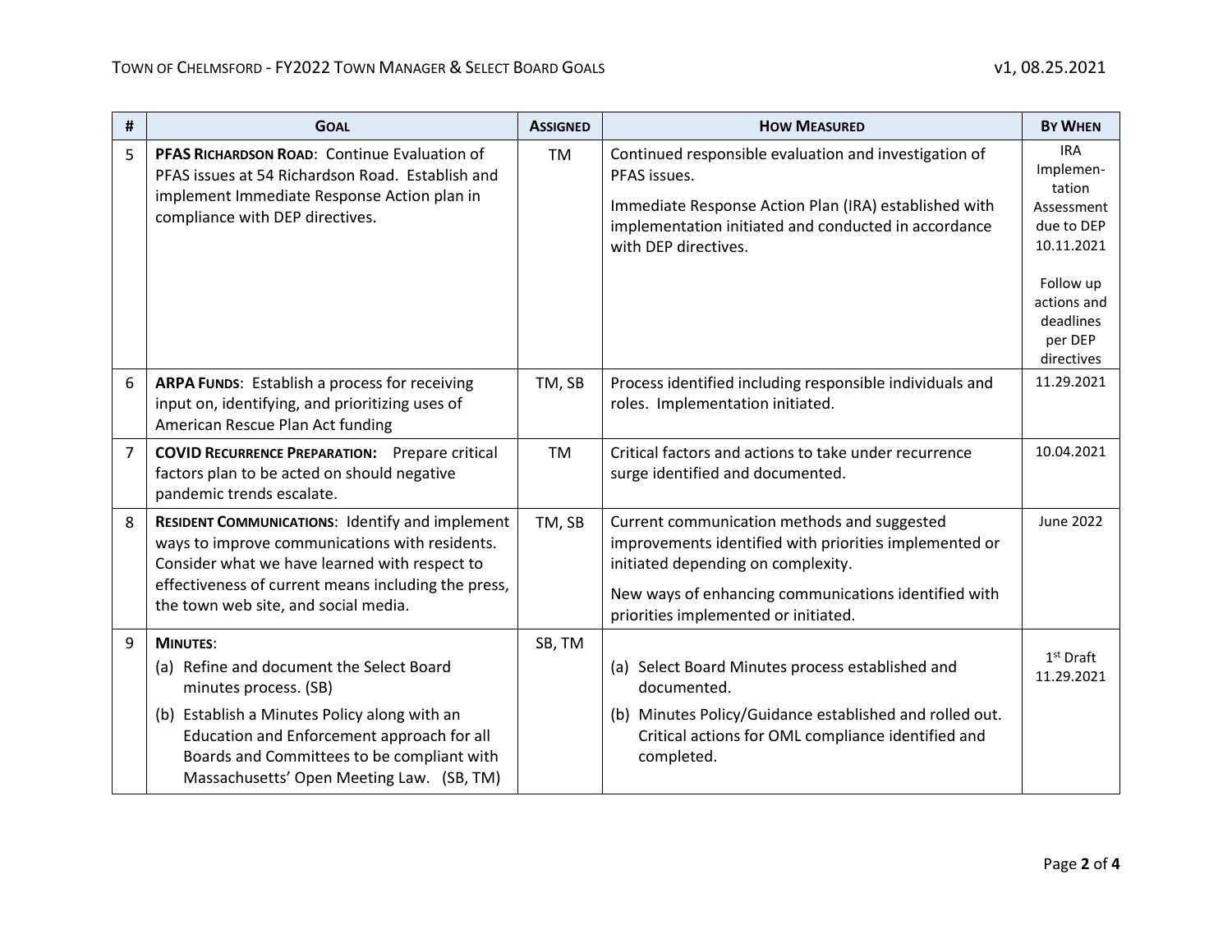| # | Goal | Assigned | How Measured | By When |
|---|---|---|---|---|
| 5 | **PFAS Richardson Road**: Continue Evaluation of PFAS issues at 54 Richardson Road. Establish and implement Immediate Response Action plan in compliance with DEP directives. | TM | Continued responsible evaluation and investigation of PFAS issues.<br><br>Immediate Response Action Plan (IRA) established with implementation initiated and conducted in accordance with DEP directives. | IRA Implementation Assessment due to DEP 10.11.2021<br><br>Follow up actions and deadlines per DEP directives |
| 6 | **ARPA Funds**: Establish a process for receiving input on, identifying, and prioritizing uses of American Rescue Plan Act funding | TM, SB | Process identified including responsible individuals and roles. Implementation initiated. | 11.29.2021 |
| 7 | **COVID Recurrence Preparation:** Prepare critical factors plan to be acted on should negative pandemic trends escalate. | TM | Critical factors and actions to take under recurrence surge identified and documented. | 10.04.2021 |
| 8 | **Resident Communications**: Identify and implement ways to improve communications with residents. Consider what we have learned with respect to effectiveness of current means including the press, the town web site, and social media. | TM, SB | Current communication methods and suggested improvements identified with priorities implemented or initiated depending on complexity.<br><br>New ways of enhancing communications identified with priorities implemented or initiated. | June 2022 |
| 9 | **Minutes**:<br>(a) Refine and document the Select Board minutes process. (SB)<br>(b) Establish a Minutes Policy along with an Education and Enforcement approach for all Boards and Committees to be compliant with Massachusetts' Open Meeting Law. (SB, TM) | SB, TM | (a) Select Board Minutes process established and documented.<br>(b) Minutes Policy/Guidance established and rolled out. Critical actions for OML compliance identified and completed. | 1st Draft 11.29.2021 |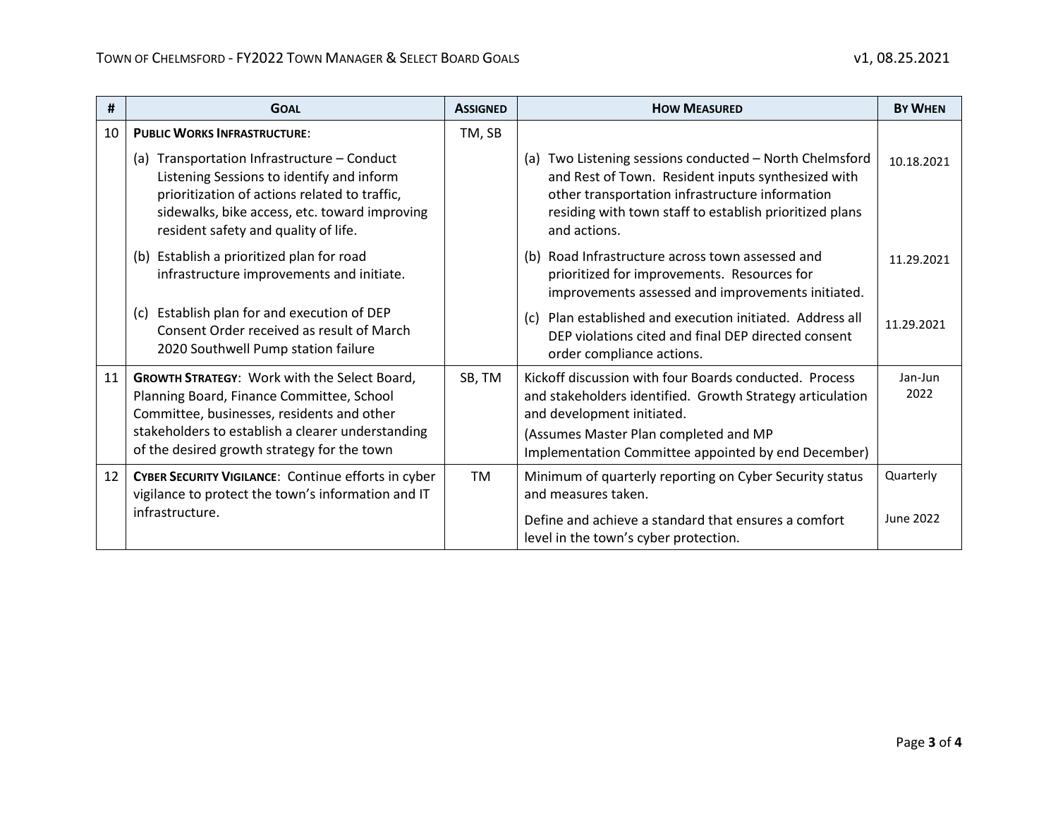| # | GOAL | ASSIGNED | HOW MEASURED | BY WHEN |
|---|---|---|---|---|
| 10 | **PUBLIC WORKS INFRASTRUCTURE**: | TM, SB | | |
| | (a) Transportation Infrastructure – Conduct Listening Sessions to identify and inform prioritization of actions related to traffic, sidewalks, bike access, etc. toward improving resident safety and quality of life. | | (a) Two Listening sessions conducted – North Chelmsford and Rest of Town. Resident inputs synthesized with other transportation infrastructure information residing with town staff to establish prioritized plans and actions. | 10.18.2021 |
| | (b) Establish a prioritized plan for road infrastructure improvements and initiate. | | (b) Road Infrastructure across town assessed and prioritized for improvements. Resources for improvements assessed and improvements initiated. | 11.29.2021 |
| | (c) Establish plan for and execution of DEP Consent Order received as result of March 2020 Southwell Pump station failure | | (c) Plan established and execution initiated. Address all DEP violations cited and final DEP directed consent order compliance actions. | 11.29.2021 |
| 11 | **GROWTH STRATEGY**: Work with the Select Board, Planning Board, Finance Committee, School Committee, businesses, residents and other stakeholders to establish a clearer understanding of the desired growth strategy for the town | SB, TM | Kickoff discussion with four Boards conducted. Process and stakeholders identified. Growth Strategy articulation and development initiated. (Assumes Master Plan completed and MP Implementation Committee appointed by end December) | Jan-Jun 2022 |
| 12 | **CYBER SECURITY VIGILANCE**: Continue efforts in cyber vigilance to protect the town's information and IT infrastructure. | TM | Minimum of quarterly reporting on Cyber Security status and measures taken. | Quarterly |
| | | | Define and achieve a standard that ensures a comfort level in the town's cyber protection. | June 2022 |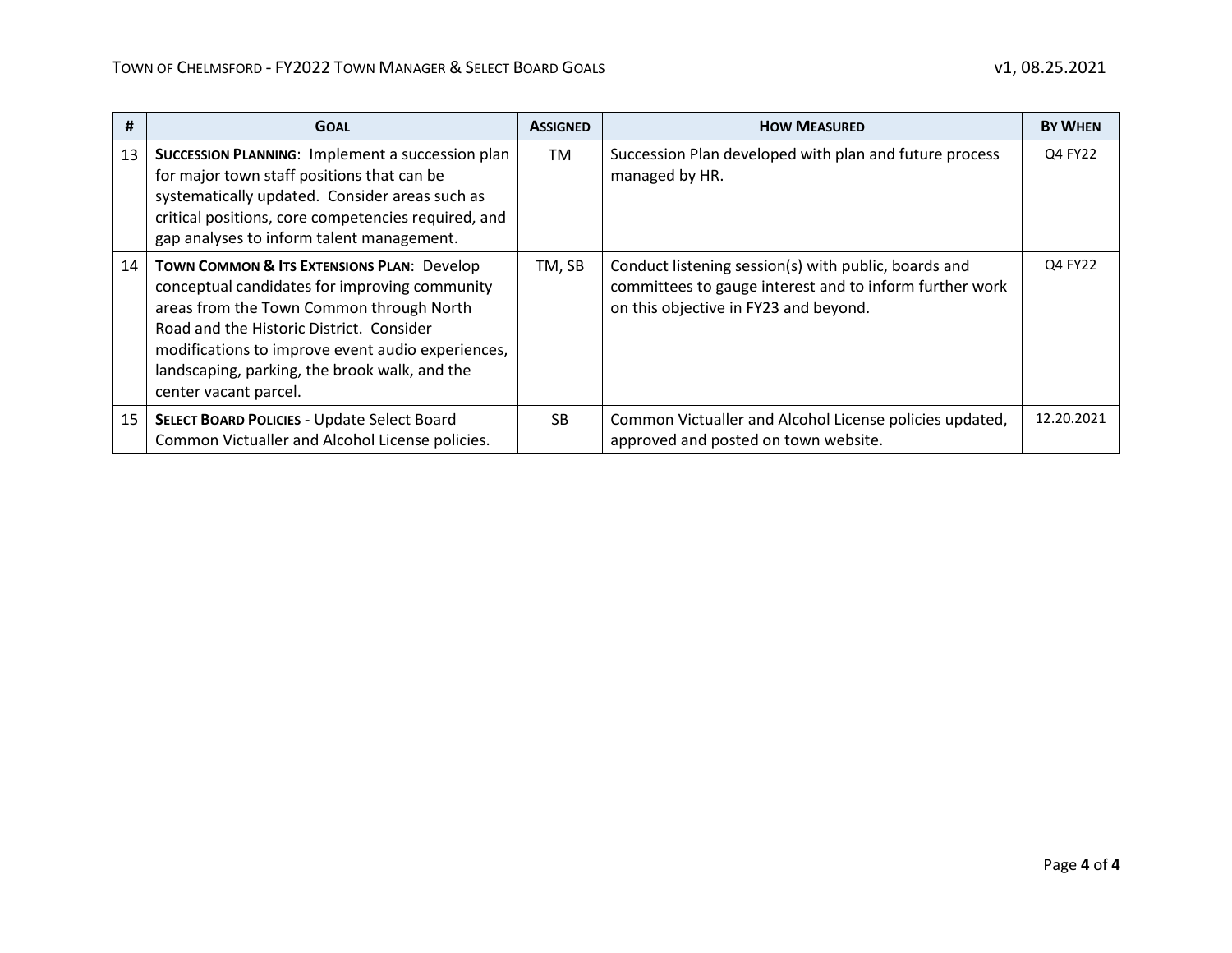| # | Goal | Assigned | How Measured | By When |
| --- | --- | --- | --- | --- |
| 13 | **Succession Planning**: Implement a succession plan for major town staff positions that can be systematically updated. Consider areas such as critical positions, core competencies required, and gap analyses to inform talent management. | TM | Succession Plan developed with plan and future process managed by HR. | Q4 FY22 |
| 14 | **Town Common & Its Extensions Plan**: Develop conceptual candidates for improving community areas from the Town Common through North Road and the Historic District. Consider modifications to improve event audio experiences, landscaping, parking, the brook walk, and the center vacant parcel. | TM, SB | Conduct listening session(s) with public, boards and committees to gauge interest and to inform further work on this objective in FY23 and beyond. | Q4 FY22 |
| 15 | **Select Board Policies** - Update Select Board Common Victualler and Alcohol License policies. | SB | Common Victualler and Alcohol License policies updated, approved and posted on town website. | 12.20.2021 |